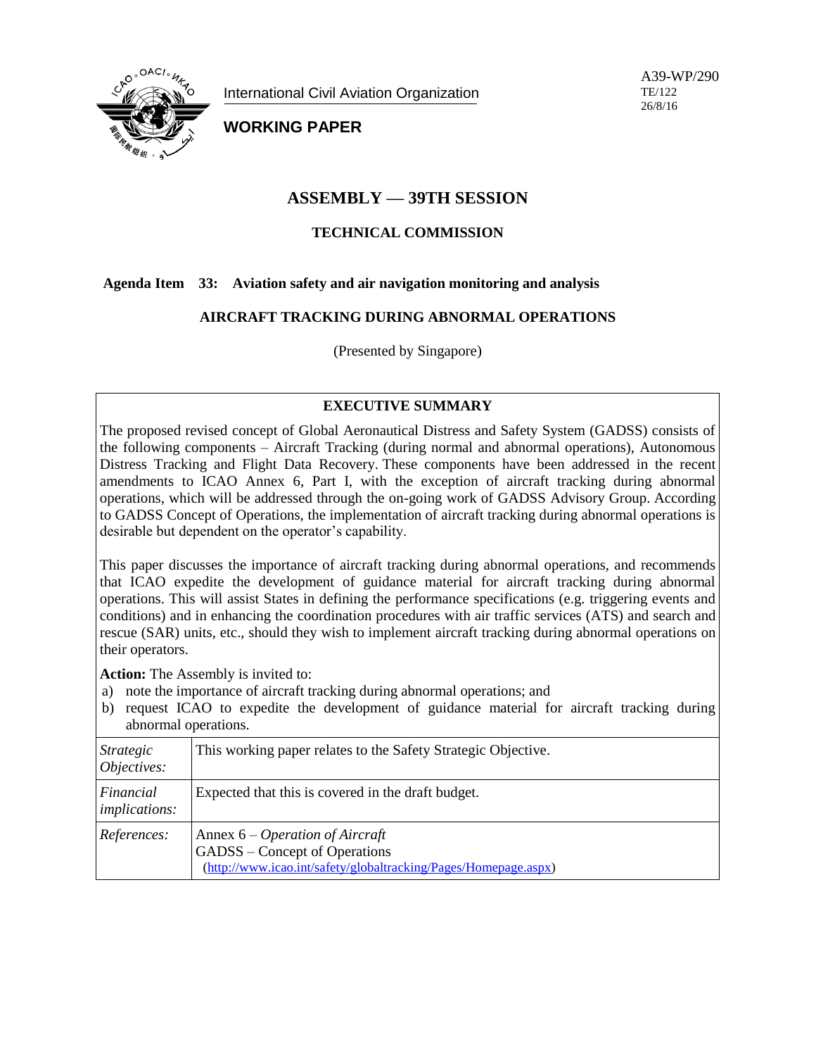International Civil Aviation Organization

**WORKING PAPER**

A39-WP/290
TE/122
26/8/16

# ASSEMBLY — 39TH SESSION

## TECHNICAL COMMISSION

**Agenda Item 33: Aviation safety and air navigation monitoring and analysis**

## AIRCRAFT TRACKING DURING ABNORMAL OPERATIONS

(Presented by Singapore)

### EXECUTIVE SUMMARY

The proposed revised concept of Global Aeronautical Distress and Safety System (GADSS) consists of the following components – Aircraft Tracking (during normal and abnormal operations), Autonomous Distress Tracking and Flight Data Recovery. These components have been addressed in the recent amendments to ICAO Annex 6, Part I, with the exception of aircraft tracking during abnormal operations, which will be addressed through the on-going work of GADSS Advisory Group. According to GADSS Concept of Operations, the implementation of aircraft tracking during abnormal operations is desirable but dependent on the operator's capability.

This paper discusses the importance of aircraft tracking during abnormal operations, and recommends that ICAO expedite the development of guidance material for aircraft tracking during abnormal operations. This will assist States in defining the performance specifications (e.g. triggering events and conditions) and in enhancing the coordination procedures with air traffic services (ATS) and search and rescue (SAR) units, etc., should they wish to implement aircraft tracking during abnormal operations on their operators.

**Action:** The Assembly is invited to:

a) note the importance of aircraft tracking during abnormal operations; and
b) request ICAO to expedite the development of guidance material for aircraft tracking during abnormal operations.

| | |
|---|---|
| *Strategic Objectives:* | This working paper relates to the Safety Strategic Objective. |
| *Financial implications:* | Expected that this is covered in the draft budget. |
| *References:* | Annex 6 – *Operation of Aircraft*<br>GADSS – Concept of Operations<br>(http://www.icao.int/safety/globaltracking/Pages/Homepage.aspx) |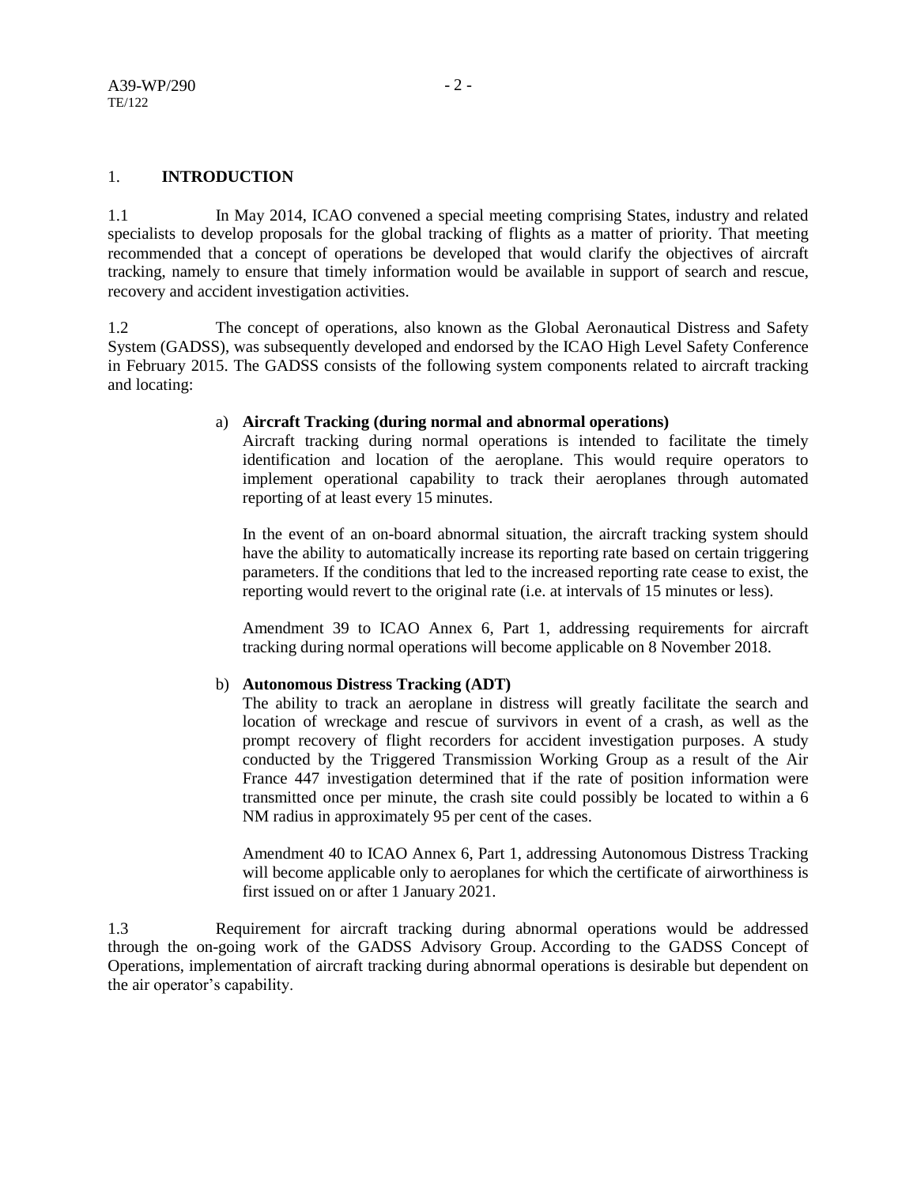## 1. INTRODUCTION

1.1 In May 2014, ICAO convened a special meeting comprising States, industry and related specialists to develop proposals for the global tracking of flights as a matter of priority. That meeting recommended that a concept of operations be developed that would clarify the objectives of aircraft tracking, namely to ensure that timely information would be available in support of search and rescue, recovery and accident investigation activities.

1.2 The concept of operations, also known as the Global Aeronautical Distress and Safety System (GADSS), was subsequently developed and endorsed by the ICAO High Level Safety Conference in February 2015. The GADSS consists of the following system components related to aircraft tracking and locating:

a) **Aircraft Tracking (during normal and abnormal operations)**
Aircraft tracking during normal operations is intended to facilitate the timely identification and location of the aeroplane. This would require operators to implement operational capability to track their aeroplanes through automated reporting of at least every 15 minutes.

In the event of an on-board abnormal situation, the aircraft tracking system should have the ability to automatically increase its reporting rate based on certain triggering parameters. If the conditions that led to the increased reporting rate cease to exist, the reporting would revert to the original rate (i.e. at intervals of 15 minutes or less).

Amendment 39 to ICAO Annex 6, Part 1, addressing requirements for aircraft tracking during normal operations will become applicable on 8 November 2018.

b) **Autonomous Distress Tracking (ADT)**
The ability to track an aeroplane in distress will greatly facilitate the search and location of wreckage and rescue of survivors in event of a crash, as well as the prompt recovery of flight recorders for accident investigation purposes. A study conducted by the Triggered Transmission Working Group as a result of the Air France 447 investigation determined that if the rate of position information were transmitted once per minute, the crash site could possibly be located to within a 6 NM radius in approximately 95 per cent of the cases.

Amendment 40 to ICAO Annex 6, Part 1, addressing Autonomous Distress Tracking will become applicable only to aeroplanes for which the certificate of airworthiness is first issued on or after 1 January 2021.

1.3 Requirement for aircraft tracking during abnormal operations would be addressed through the on-going work of the GADSS Advisory Group. According to the GADSS Concept of Operations, implementation of aircraft tracking during abnormal operations is desirable but dependent on the air operator's capability.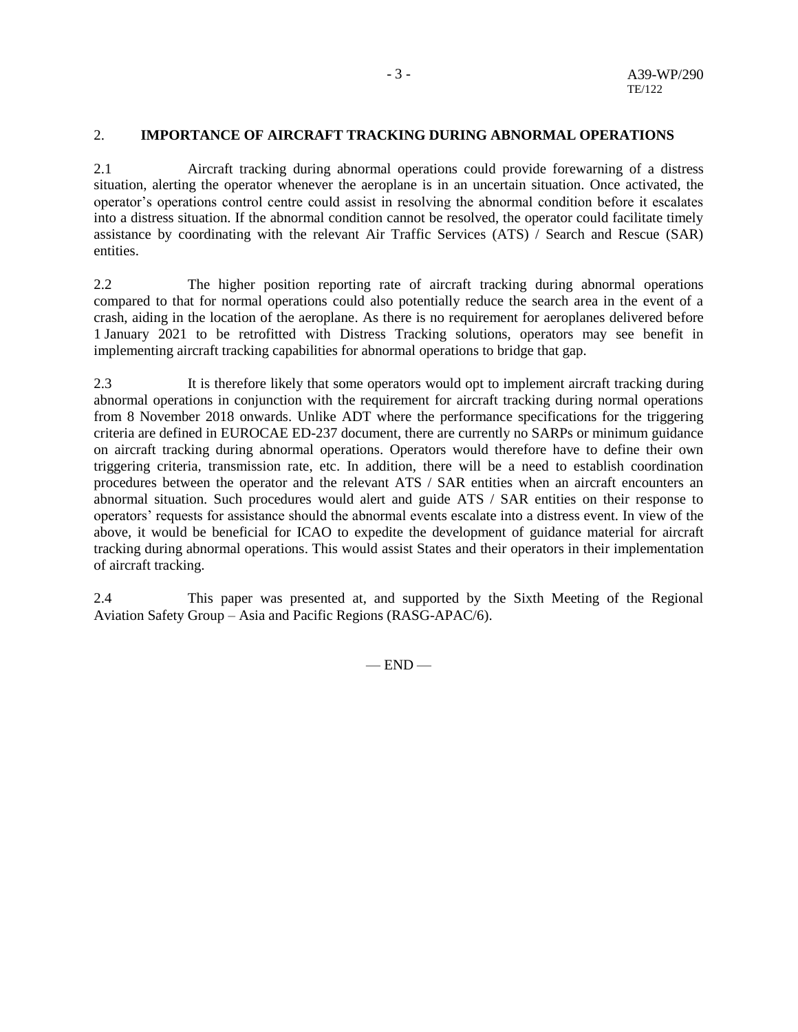## 2. IMPORTANCE OF AIRCRAFT TRACKING DURING ABNORMAL OPERATIONS

2.1 Aircraft tracking during abnormal operations could provide forewarning of a distress situation, alerting the operator whenever the aeroplane is in an uncertain situation. Once activated, the operator's operations control centre could assist in resolving the abnormal condition before it escalates into a distress situation. If the abnormal condition cannot be resolved, the operator could facilitate timely assistance by coordinating with the relevant Air Traffic Services (ATS) / Search and Rescue (SAR) entities.

2.2 The higher position reporting rate of aircraft tracking during abnormal operations compared to that for normal operations could also potentially reduce the search area in the event of a crash, aiding in the location of the aeroplane. As there is no requirement for aeroplanes delivered before 1 January 2021 to be retrofitted with Distress Tracking solutions, operators may see benefit in implementing aircraft tracking capabilities for abnormal operations to bridge that gap.

2.3 It is therefore likely that some operators would opt to implement aircraft tracking during abnormal operations in conjunction with the requirement for aircraft tracking during normal operations from 8 November 2018 onwards. Unlike ADT where the performance specifications for the triggering criteria are defined in EUROCAE ED-237 document, there are currently no SARPs or minimum guidance on aircraft tracking during abnormal operations. Operators would therefore have to define their own triggering criteria, transmission rate, etc. In addition, there will be a need to establish coordination procedures between the operator and the relevant ATS / SAR entities when an aircraft encounters an abnormal situation. Such procedures would alert and guide ATS / SAR entities on their response to operators' requests for assistance should the abnormal events escalate into a distress event. In view of the above, it would be beneficial for ICAO to expedite the development of guidance material for aircraft tracking during abnormal operations. This would assist States and their operators in their implementation of aircraft tracking.

2.4 This paper was presented at, and supported by the Sixth Meeting of the Regional Aviation Safety Group – Asia and Pacific Regions (RASG-APAC/6).

— END —